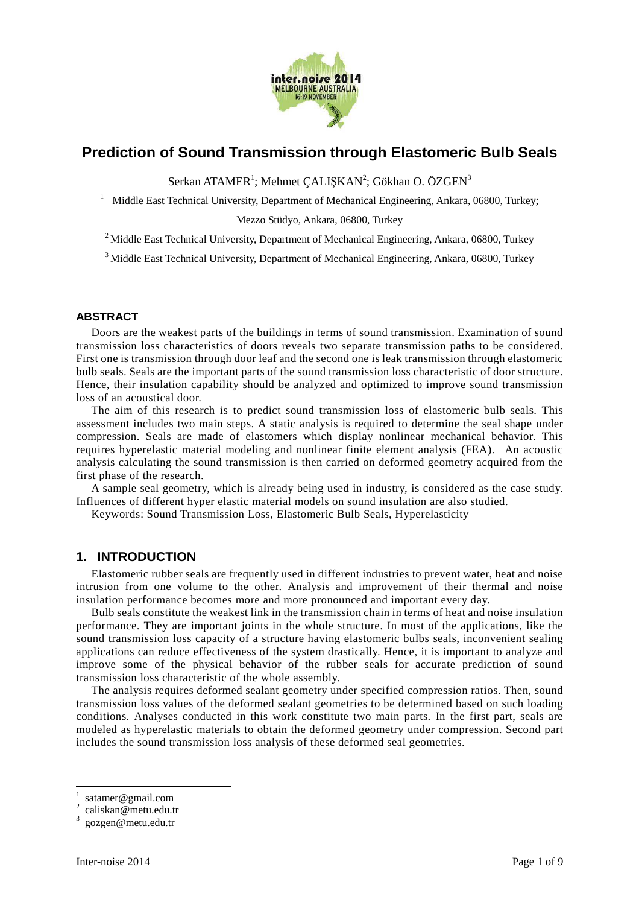# Prediction of Sound Transmission through Elastomeric Bulb Seals

Serkan ATAMER[1]; Mehmet ÇALIŞKAN[2]; Gökhan O. ÖZGEN[3]

[1] Middle East Technical University, Department of Mechanical Engineering, Ankara, 06800, Turkey;

Mezzo Stüdyo, Ankara, 06800, Turkey

[2] Middle East Technical University, Department of Mechanical Engineering, Ankara, 06800, Turkey

[3] Middle East Technical University, Department of Mechanical Engineering, Ankara, 06800, Turkey

## ABSTRACT

Doors are the weakest parts of the buildings in terms of sound transmission. Examination of sound transmission loss characteristics of doors reveals two separate transmission paths to be considered. First one is transmission through door leaf and the second one is leak transmission through elastomeric bulb seals. Seals are the important parts of the sound transmission loss characteristic of door structure. Hence, their insulation capability should be analyzed and optimized to improve sound transmission loss of an acoustical door.

The aim of this research is to predict sound transmission loss of elastomeric bulb seals. This assessment includes two main steps. A static analysis is required to determine the seal shape under compression. Seals are made of elastomers which display nonlinear mechanical behavior. This requires hyperelastic material modeling and nonlinear finite element analysis (FEA). An acoustic analysis calculating the sound transmission is then carried on deformed geometry acquired from the first phase of the research.

A sample seal geometry, which is already being used in industry, is considered as the case study. Influences of different hyper elastic material models on sound insulation are also studied.

Keywords: Sound Transmission Loss, Elastomeric Bulb Seals, Hyperelasticity

## 1. INTRODUCTION

Elastomeric rubber seals are frequently used in different industries to prevent water, heat and noise intrusion from one volume to the other. Analysis and improvement of their thermal and noise insulation performance becomes more and more pronounced and important every day.

Bulb seals constitute the weakest link in the transmission chain in terms of heat and noise insulation performance. They are important joints in the whole structure. In most of the applications, like the sound transmission loss capacity of a structure having elastomeric bulbs seals, inconvenient sealing applications can reduce effectiveness of the system drastically. Hence, it is important to analyze and improve some of the physical behavior of the rubber seals for accurate prediction of sound transmission loss characteristic of the whole assembly.

The analysis requires deformed sealant geometry under specified compression ratios. Then, sound transmission loss values of the deformed sealant geometries to be determined based on such loading conditions. Analyses conducted in this work constitute two main parts. In the first part, seals are modeled as hyperelastic materials to obtain the deformed geometry under compression. Second part includes the sound transmission loss analysis of these deformed seal geometries.

---

[1] satamer@gmail.com
[2] caliskan@metu.edu.tr
[3] gozgen@metu.edu.tr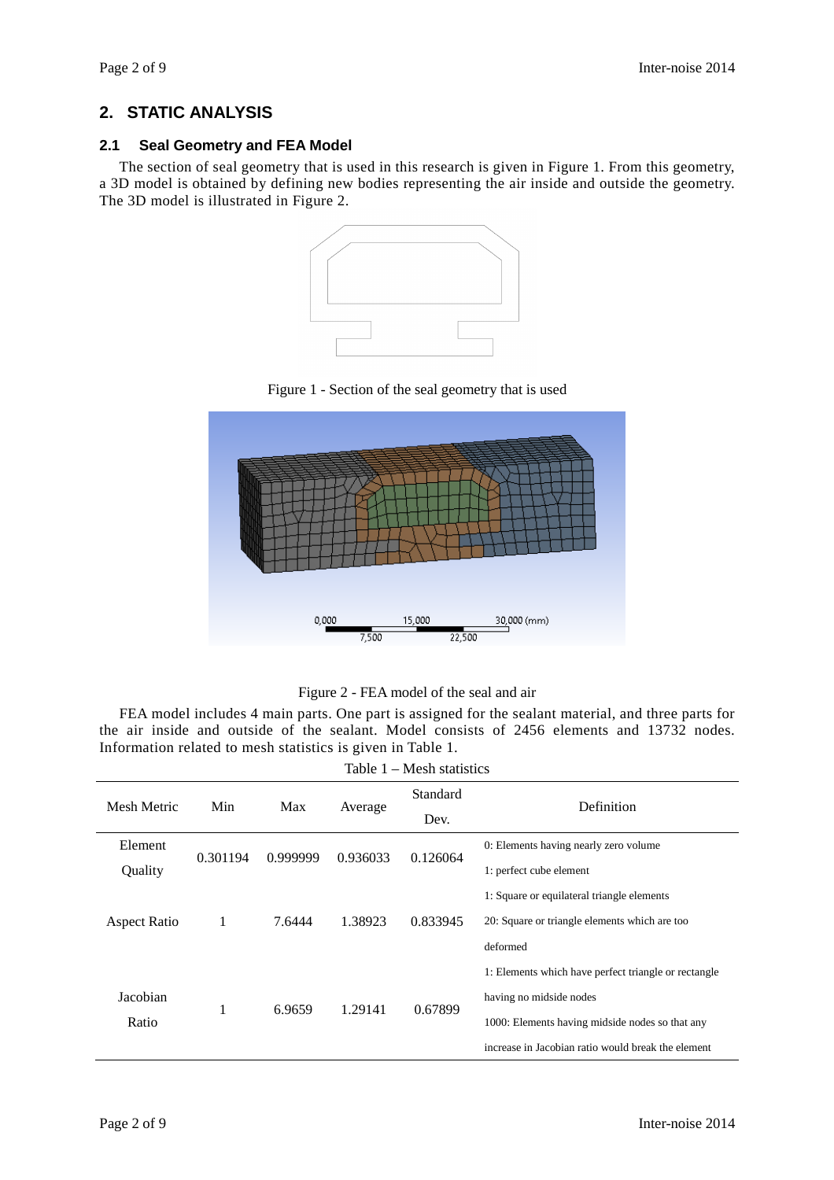## 2. STATIC ANALYSIS

### 2.1 Seal Geometry and FEA Model

The section of seal geometry that is used in this research is given in Figure 1. From this geometry, a 3D model is obtained by defining new bodies representing the air inside and outside the geometry. The 3D model is illustrated in Figure 2.

Figure 1 - Section of the seal geometry that is used

Figure 2 - FEA model of the seal and air

FEA model includes 4 main parts. One part is assigned for the sealant material, and three parts for the air inside and outside of the sealant. Model consists of 2456 elements and 13732 nodes. Information related to mesh statistics is given in Table 1.

Table 1 – Mesh statistics

| Mesh Metric | Min | Max | Average | Standard Dev. | Definition |
|---|---|---|---|---|---|
| Element Quality | 0.301194 | 0.999999 | 0.936033 | 0.126064 | 0: Elements having nearly zero volume<br>1: perfect cube element |
| Aspect Ratio | 1 | 7.6444 | 1.38923 | 0.833945 | 1: Square or equilateral triangle elements<br>20: Square or triangle elements which are too deformed |
| Jacobian Ratio | 1 | 6.9659 | 1.29141 | 0.67899 | 1: Elements which have perfect triangle or rectangle having no midside nodes<br>1000: Elements having midside nodes so that any increase in Jacobian ratio would break the element |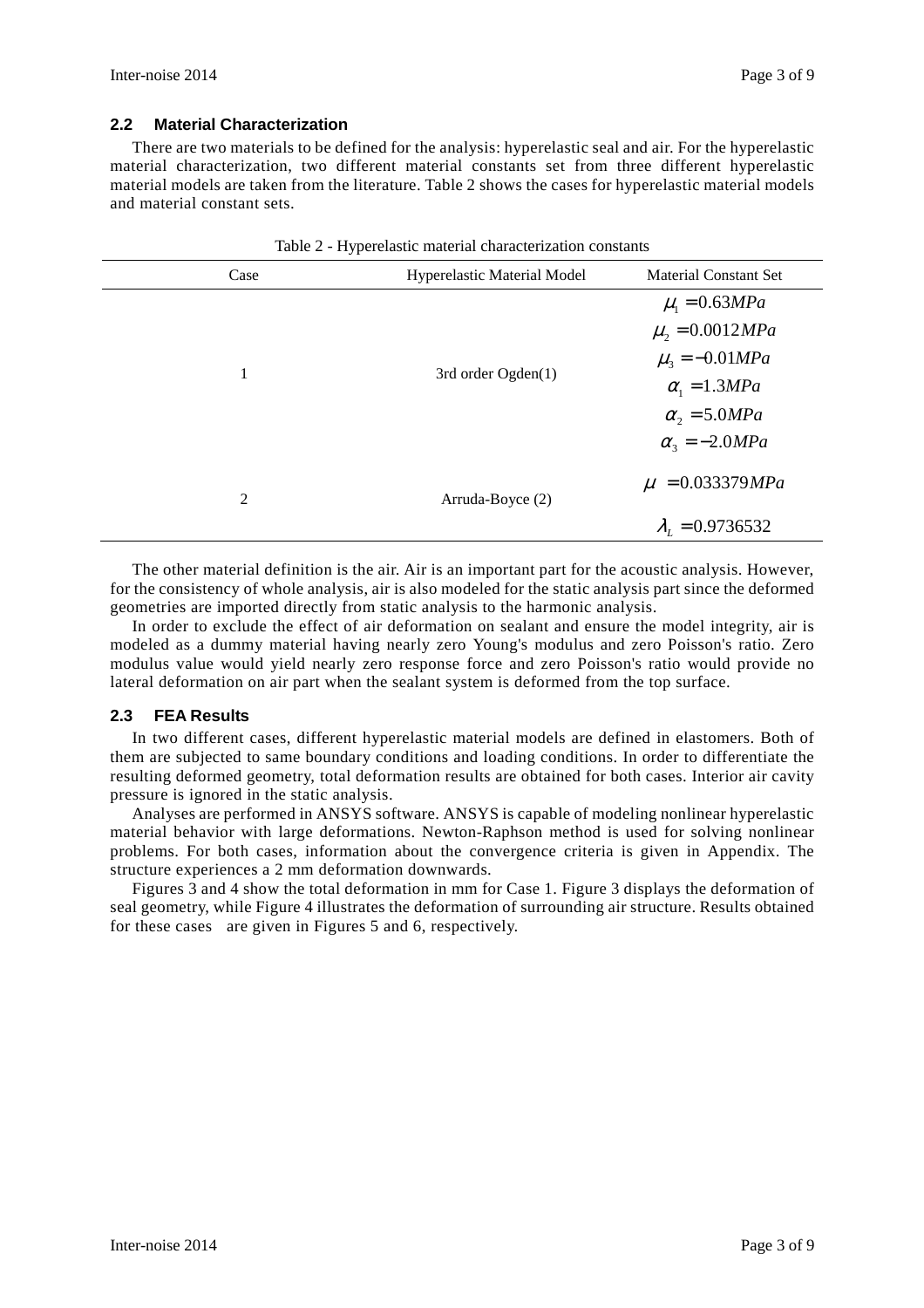### 2.2 Material Characterization

There are two materials to be defined for the analysis: hyperelastic seal and air. For the hyperelastic material characterization, two different material constants set from three different hyperelastic material models are taken from the literature. Table 2 shows the cases for hyperelastic material models and material constant sets.

Table 2 - Hyperelastic material characterization constants

| Case | Hyperelastic Material Model | Material Constant Set |
|---|---|---|
| 1 | 3rd order Ogden(1) | $\mu_1 = 0.63MPa$<br>$\mu_2 = 0.0012MPa$<br>$\mu_3 = -0.01MPa$<br>$\alpha_1 = 1.3MPa$<br>$\alpha_2 = 5.0MPa$<br>$\alpha_3 = -2.0MPa$ |
| 2 | Arruda-Boyce (2) | $\mu = 0.033379MPa$<br>$\lambda_L = 0.9736532$ |

The other material definition is the air. Air is an important part for the acoustic analysis. However, for the consistency of whole analysis, air is also modeled for the static analysis part since the deformed geometries are imported directly from static analysis to the harmonic analysis.

In order to exclude the effect of air deformation on sealant and ensure the model integrity, air is modeled as a dummy material having nearly zero Young's modulus and zero Poisson's ratio. Zero modulus value would yield nearly zero response force and zero Poisson's ratio would provide no lateral deformation on air part when the sealant system is deformed from the top surface.

### 2.3 FEA Results

In two different cases, different hyperelastic material models are defined in elastomers. Both of them are subjected to same boundary conditions and loading conditions. In order to differentiate the resulting deformed geometry, total deformation results are obtained for both cases. Interior air cavity pressure is ignored in the static analysis.

Analyses are performed in ANSYS software. ANSYS is capable of modeling nonlinear hyperelastic material behavior with large deformations. Newton-Raphson method is used for solving nonlinear problems. For both cases, information about the convergence criteria is given in Appendix. The structure experiences a 2 mm deformation downwards.

Figures 3 and 4 show the total deformation in mm for Case 1. Figure 3 displays the deformation of seal geometry, while Figure 4 illustrates the deformation of surrounding air structure. Results obtained for these cases are given in Figures 5 and 6, respectively.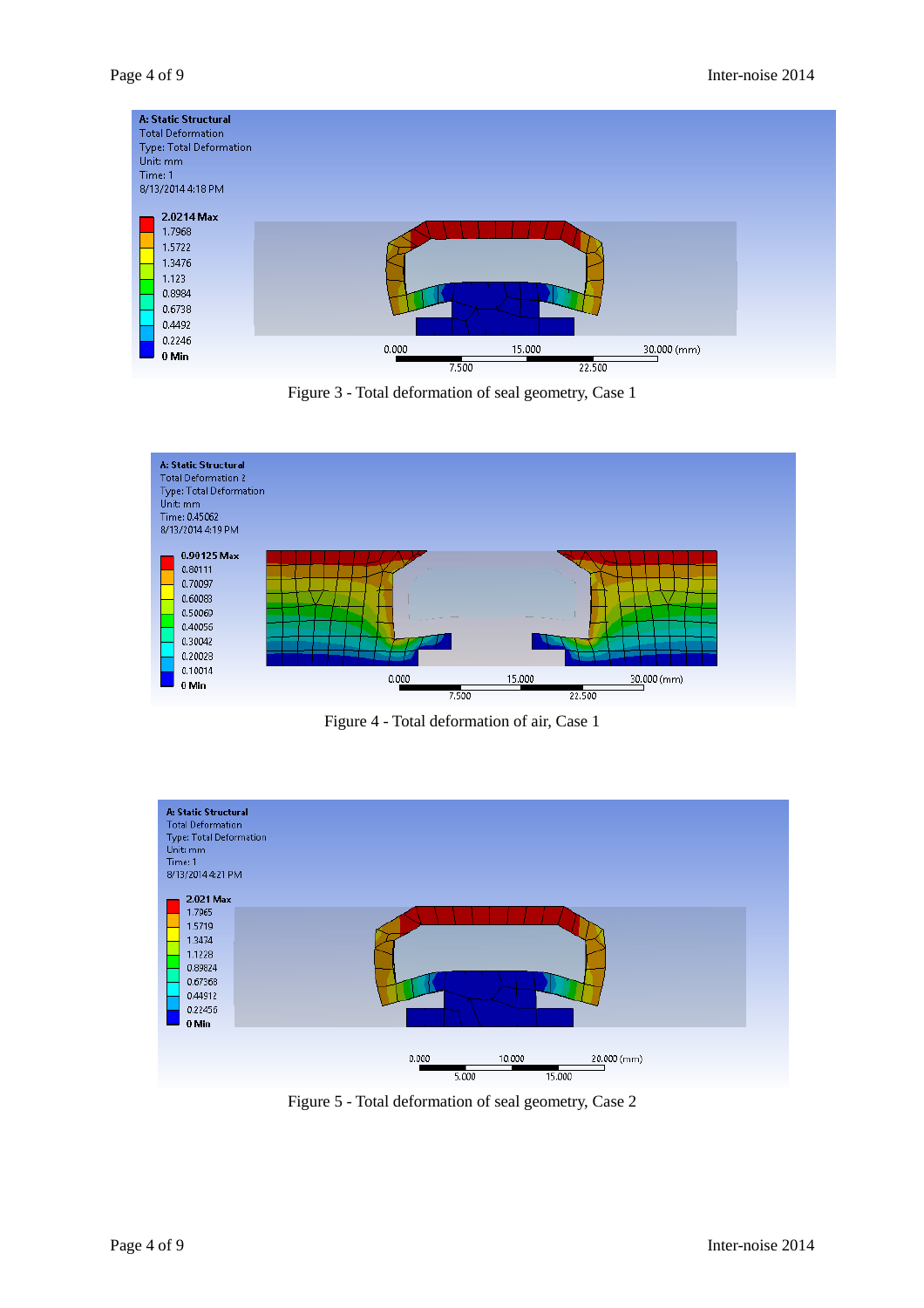Figure 3 - Total deformation of seal geometry, Case 1

Figure 4 - Total deformation of air, Case 1

Figure 5 - Total deformation of seal geometry, Case 2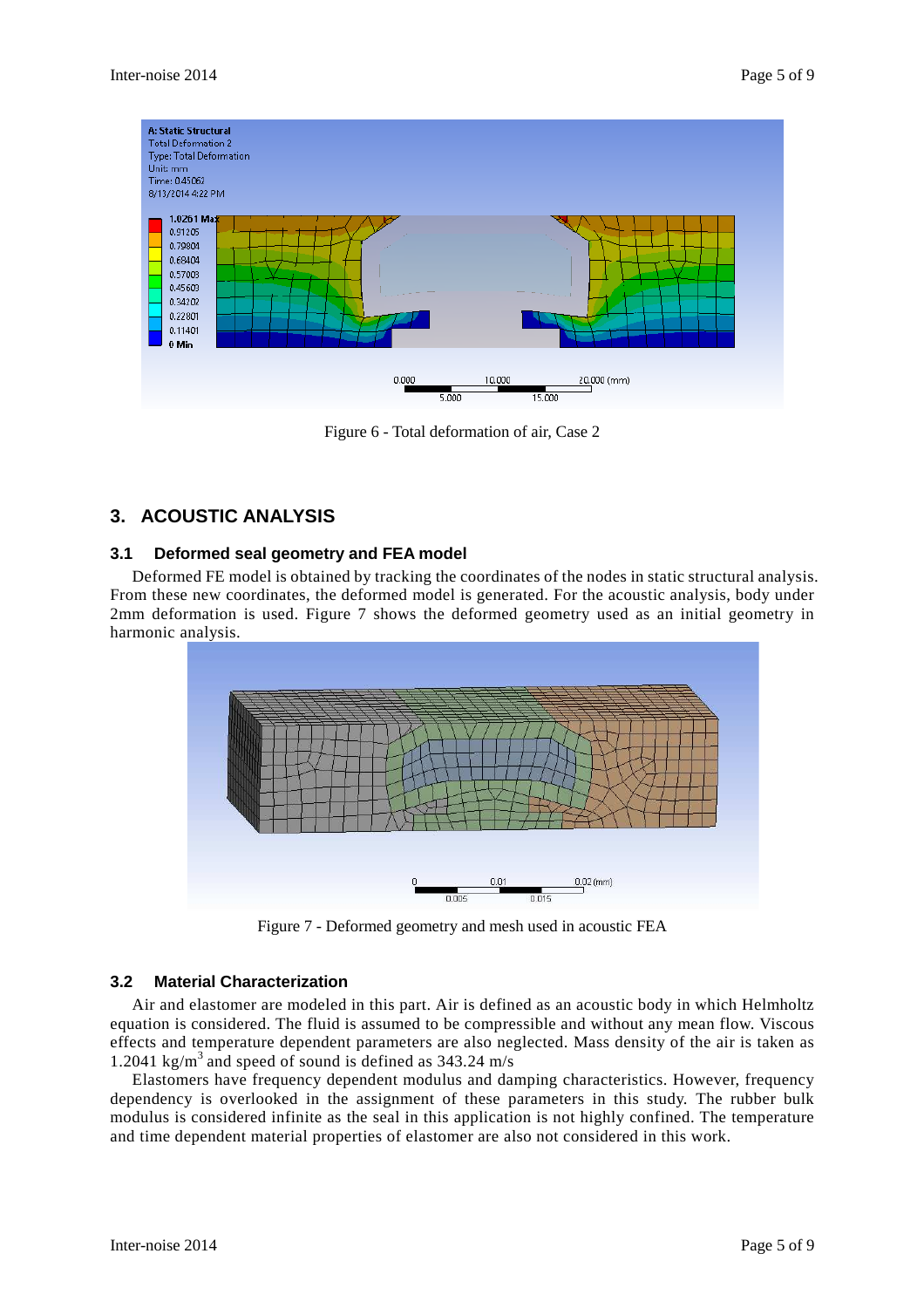Figure 6 - Total deformation of air, Case 2

## 3. ACOUSTIC ANALYSIS

### 3.1 Deformed seal geometry and FEA model

Deformed FE model is obtained by tracking the coordinates of the nodes in static structural analysis. From these new coordinates, the deformed model is generated. For the acoustic analysis, body under 2mm deformation is used. Figure 7 shows the deformed geometry used as an initial geometry in harmonic analysis.

Figure 7 - Deformed geometry and mesh used in acoustic FEA

### 3.2 Material Characterization

Air and elastomer are modeled in this part. Air is defined as an acoustic body in which Helmholtz equation is considered. The fluid is assumed to be compressible and without any mean flow. Viscous effects and temperature dependent parameters are also neglected. Mass density of the air is taken as 1.2041 kg/m$^3$ and speed of sound is defined as 343.24 m/s

Elastomers have frequency dependent modulus and damping characteristics. However, frequency dependency is overlooked in the assignment of these parameters in this study. The rubber bulk modulus is considered infinite as the seal in this application is not highly confined. The temperature and time dependent material properties of elastomer are also not considered in this work.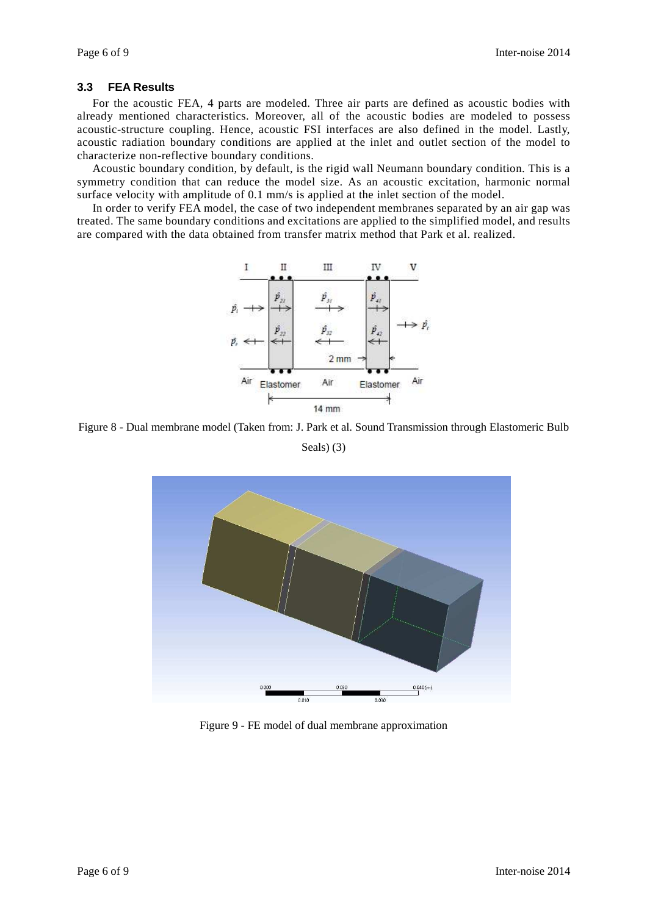### 3.3 FEA Results

For the acoustic FEA, 4 parts are modeled. Three air parts are defined as acoustic bodies with already mentioned characteristics. Moreover, all of the acoustic bodies are modeled to possess acoustic-structure coupling. Hence, acoustic FSI interfaces are also defined in the model. Lastly, acoustic radiation boundary conditions are applied at the inlet and outlet section of the model to characterize non-reflective boundary conditions.

Acoustic boundary condition, by default, is the rigid wall Neumann boundary condition. This is a symmetry condition that can reduce the model size. As an acoustic excitation, harmonic normal surface velocity with amplitude of 0.1 mm/s is applied at the inlet section of the model.

In order to verify FEA model, the case of two independent membranes separated by an air gap was treated. The same boundary conditions and excitations are applied to the simplified model, and results are compared with the data obtained from transfer matrix method that Park et al. realized.

Figure 8 - Dual membrane model (Taken from: J. Park et al. Sound Transmission through Elastomeric Bulb Seals) (3)

Figure 9 - FE model of dual membrane approximation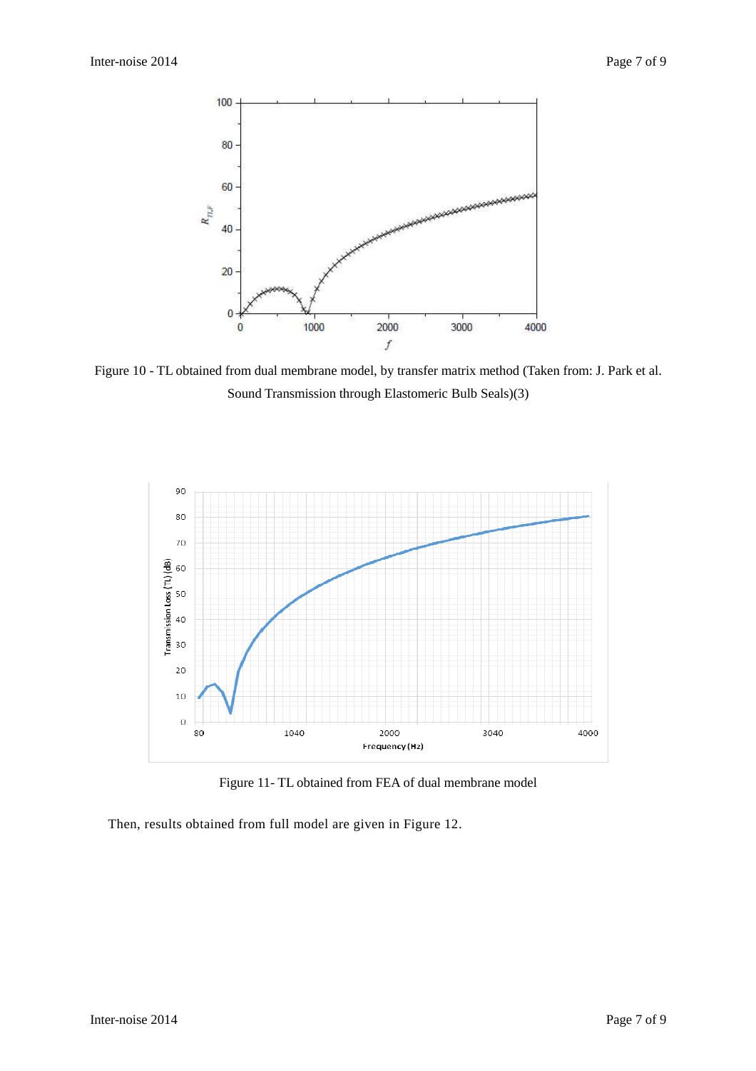Figure 10 - TL obtained from dual membrane model, by transfer matrix method (Taken from: J. Park et al. Sound Transmission through Elastomeric Bulb Seals)(3)

Figure 11- TL obtained from FEA of dual membrane model

Then, results obtained from full model are given in Figure 12.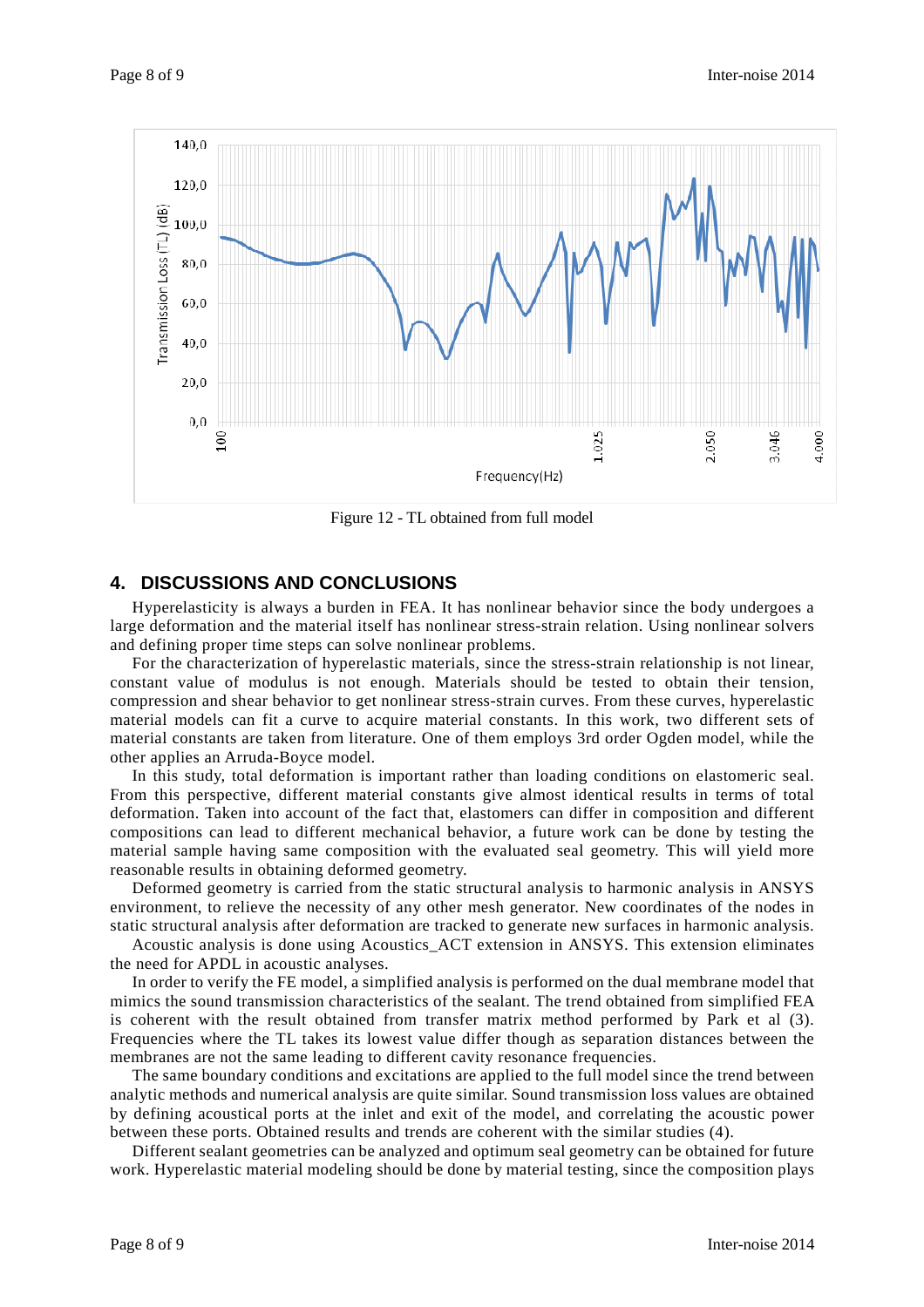Figure 12 - TL obtained from full model

## 4. DISCUSSIONS AND CONCLUSIONS

Hyperelasticity is always a burden in FEA. It has nonlinear behavior since the body undergoes a large deformation and the material itself has nonlinear stress-strain relation. Using nonlinear solvers and defining proper time steps can solve nonlinear problems.

For the characterization of hyperelastic materials, since the stress-strain relationship is not linear, constant value of modulus is not enough. Materials should be tested to obtain their tension, compression and shear behavior to get nonlinear stress-strain curves. From these curves, hyperelastic material models can fit a curve to acquire material constants. In this work, two different sets of material constants are taken from literature. One of them employs 3rd order Ogden model, while the other applies an Arruda-Boyce model.

In this study, total deformation is important rather than loading conditions on elastomeric seal. From this perspective, different material constants give almost identical results in terms of total deformation. Taken into account of the fact that, elastomers can differ in composition and different compositions can lead to different mechanical behavior, a future work can be done by testing the material sample having same composition with the evaluated seal geometry. This will yield more reasonable results in obtaining deformed geometry.

Deformed geometry is carried from the static structural analysis to harmonic analysis in ANSYS environment, to relieve the necessity of any other mesh generator. New coordinates of the nodes in static structural analysis after deformation are tracked to generate new surfaces in harmonic analysis.

Acoustic analysis is done using Acoustics_ACT extension in ANSYS. This extension eliminates the need for APDL in acoustic analyses.

In order to verify the FE model, a simplified analysis is performed on the dual membrane model that mimics the sound transmission characteristics of the sealant. The trend obtained from simplified FEA is coherent with the result obtained from transfer matrix method performed by Park et al (3). Frequencies where the TL takes its lowest value differ though as separation distances between the membranes are not the same leading to different cavity resonance frequencies.

The same boundary conditions and excitations are applied to the full model since the trend between analytic methods and numerical analysis are quite similar. Sound transmission loss values are obtained by defining acoustical ports at the inlet and exit of the model, and correlating the acoustic power between these ports. Obtained results and trends are coherent with the similar studies (4).

Different sealant geometries can be analyzed and optimum seal geometry can be obtained for future work. Hyperelastic material modeling should be done by material testing, since the composition plays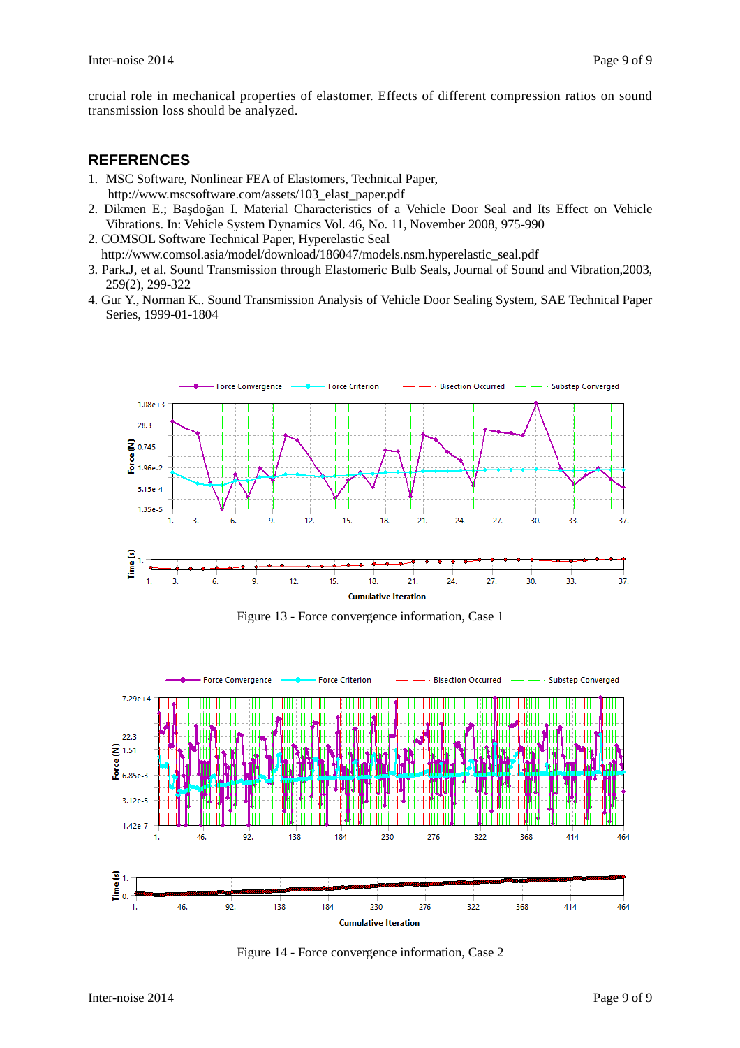crucial role in mechanical properties of elastomer. Effects of different compression ratios on sound transmission loss should be analyzed.

## REFERENCES

1. MSC Software, Nonlinear FEA of Elastomers, Technical Paper, http://www.mscsoftware.com/assets/103_elast_paper.pdf
2. Dikmen E.; Başdoğan I. Material Characteristics of a Vehicle Door Seal and Its Effect on Vehicle Vibrations. In: Vehicle System Dynamics Vol. 46, No. 11, November 2008, 975-990
2. COMSOL Software Technical Paper, Hyperelastic Seal http://www.comsol.asia/model/download/186047/models.nsm.hyperelastic_seal.pdf
3. Park.J, et al. Sound Transmission through Elastomeric Bulb Seals, Journal of Sound and Vibration,2003, 259(2), 299-322
4. Gur Y., Norman K.. Sound Transmission Analysis of Vehicle Door Sealing System, SAE Technical Paper Series, 1999-01-1804

Force Convergence
Force Criterion
Bisection Occurred
Substep Converged
Force (N)
1.08e+3
28.3
0.745
1.96e-2
5.15e-4
1.35e-5
1. 3. 6. 9. 12. 15. 18. 21. 24. 27. 30. 33. 37.
Time (s)
1.
1. 3. 6. 9. 12. 15. 18. 21. 24. 27. 30. 33. 37.
Cumulative Iteration

Figure 13 - Force convergence information, Case 1

Force Convergence
Force Criterion
Bisection Occurred
Substep Converged
Force (N)
7.29e+4
22.3
1.51
6.85e-3
3.12e-5
1.42e-7
1. 46. 92. 138 184 230 276 322 368 414 464
Time (s)
1.
0.
1. 46. 92. 138 184 230 276 322 368 414 464
Cumulative Iteration

Figure 14 - Force convergence information, Case 2